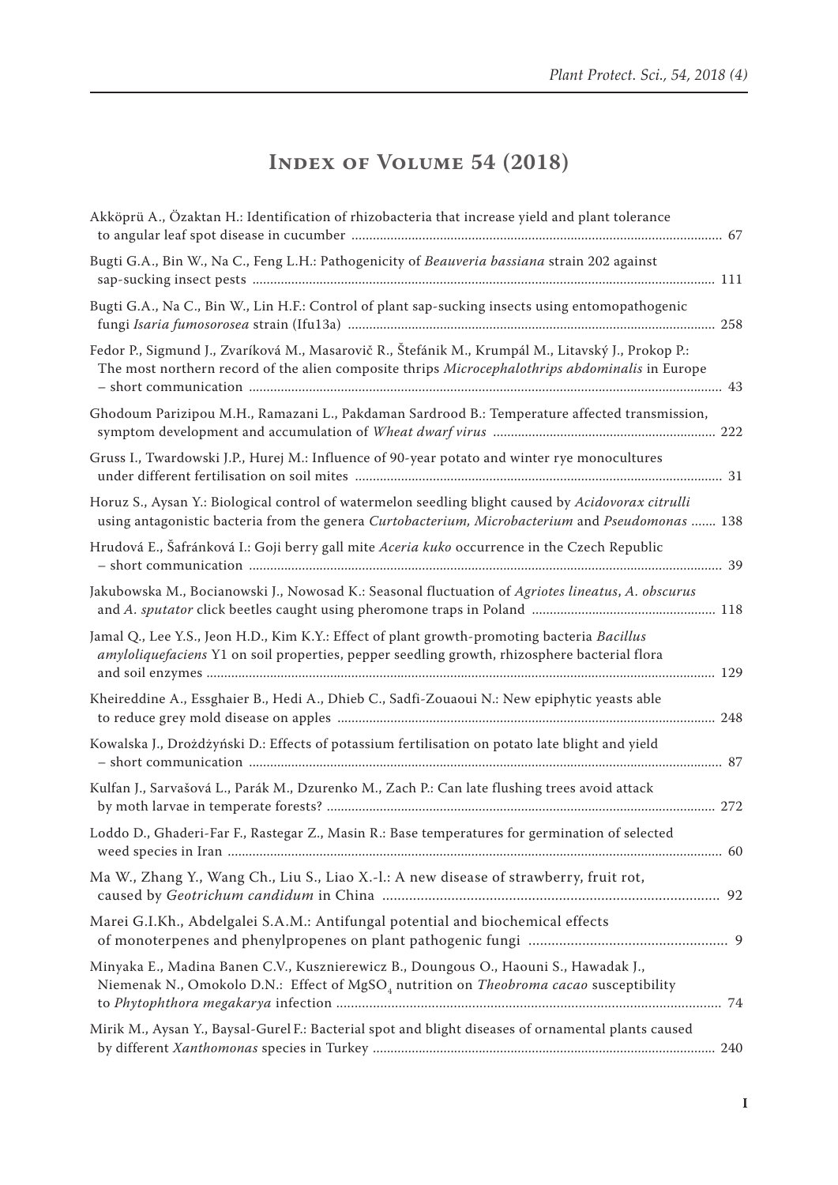# Index of Volume 54 (2018)

Akköprü A., Özaktan H.: Identification of rhizobacteria that increase yield and plant tolerance to angular leaf spot disease in cucumber ........ 67

Bugti G.A., Bin W., Na C., Feng L.H.: Pathogenicity of *Beauveria bassiana* strain 202 against sap-sucking insect pests ........ 111

Bugti G.A., Na C., Bin W., Lin H.F.: Control of plant sap-sucking insects using entomopathogenic fungi *Isaria fumosorosea* strain (Ifu13a) ........ 258

Fedor P., Sigmund J., Zvaríková M., Masarovič R., Štefánik M., Krumpál M., Litavský J., Prokop P.: The most northern record of the alien composite thrips *Microcephalothrips abdominalis* in Europe – short communication ........ 43

Ghodoum Parizipou M.H., Ramazani L., Pakdaman Sardrood B.: Temperature affected transmission, symptom development and accumulation of *Wheat dwarf virus* ........ 222

Gruss I., Twardowski J.P., Hurej M.: Influence of 90-year potato and winter rye monocultures under different fertilisation on soil mites ........ 31

Horuz S., Aysan Y.: Biological control of watermelon seedling blight caused by *Acidovorax citrulli* using antagonistic bacteria from the genera *Curtobacterium, Microbacterium* and *Pseudomonas* ........ 138

Hrudová E., Šafránková I.: Goji berry gall mite *Aceria kuko* occurrence in the Czech Republic – short communication ........ 39

Jakubowska M., Bocianowski J., Nowosad K.: Seasonal fluctuation of *Agriotes lineatus*, *A. obscurus* and *A. sputator* click beetles caught using pheromone traps in Poland ........ 118

Jamal Q., Lee Y.S., Jeon H.D., Kim K.Y.: Effect of plant growth-promoting bacteria *Bacillus amyloliquefaciens* Y1 on soil properties, pepper seedling growth, rhizosphere bacterial flora and soil enzymes ........ 129

Kheireddine A., Essghaier B., Hedi A., Dhieb C., Sadfi-Zouaoui N.: New epiphytic yeasts able to reduce grey mold disease on apples ........ 248

Kowalska J., Drożdżyński D.: Effects of potassium fertilisation on potato late blight and yield – short communication ........ 87

Kulfan J., Sarvašová L., Parák M., Dzurenko M., Zach P.: Can late flushing trees avoid attack by moth larvae in temperate forests? ........ 272

Loddo D., Ghaderi-Far F., Rastegar Z., Masin R.: Base temperatures for germination of selected weed species in Iran ........ 60

Ma W., Zhang Y., Wang Ch., Liu S., Liao X.-l.: A new disease of strawberry, fruit rot, caused by *Geotrichum candidum* in China ........ 92

Marei G.I.Kh., Abdelgalei S.A.M.: Antifungal potential and biochemical effects of monoterpenes and phenylpropenes on plant pathogenic fungi ........ 9

Minyaka E., Madina Banen C.V., Kusznierewicz B., Doungous O., Haouni S., Hawadak J., Niemenak N., Omokolo D.N.: Effect of $MgSO_4$ nutrition on *Theobroma cacao* susceptibility to *Phytophthora megakarya* infection ........ 74

Mirik M., Aysan Y., Baysal-Gurel F.: Bacterial spot and blight diseases of ornamental plants caused by different *Xanthomonas* species in Turkey ........ 240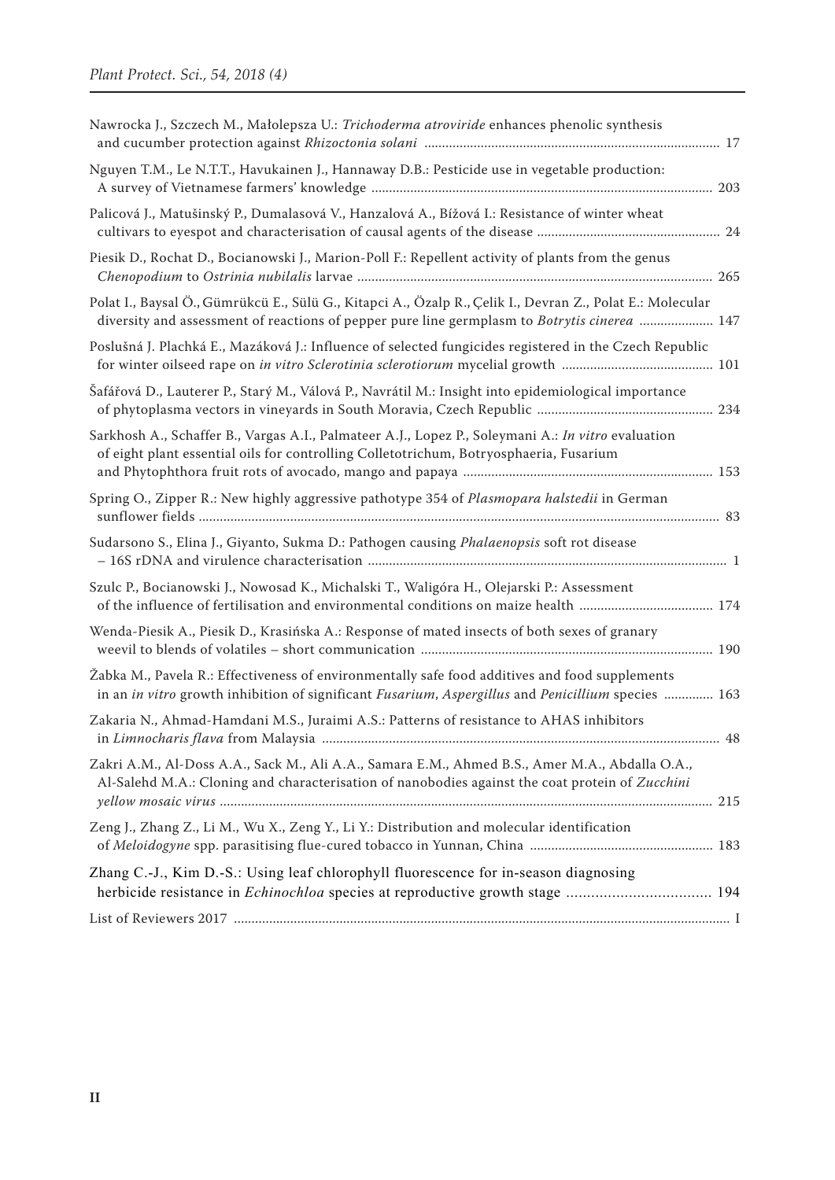Nawrocka J., Szczech M., Małolepsza U.: *Trichoderma atroviride* enhances phenolic synthesis and cucumber protection against *Rhizoctonia solani* .......... 17

Nguyen T.M., Le N.T.T., Havukainen J., Hannaway D.B.: Pesticide use in vegetable production: A survey of Vietnamese farmers' knowledge .......... 203

Palicová J., Matušinský P., Dumalasová V., Hanzalová A., Bížová I.: Resistance of winter wheat cultivars to eyespot and characterisation of causal agents of the disease .......... 24

Piesik D., Rochat D., Bocianowski J., Marion-Poll F.: Repellent activity of plants from the genus *Chenopodium* to *Ostrinia nubilalis* larvae .......... 265

Polat I., Baysal Ö., Gümrükcü E., Sülü G., Kitapci A., Özalp R., Çelik I., Devran Z., Polat E.: Molecular diversity and assessment of reactions of pepper pure line germplasm to *Botrytis cinerea* .......... 147

Poslušná J. Plachká E., Mazáková J.: Influence of selected fungicides registered in the Czech Republic for winter oilseed rape on *in vitro Sclerotinia sclerotiorum* mycelial growth .......... 101

Šafářová D., Lauterer P., Starý M., Válová P., Navrátil M.: Insight into epidemiological importance of phytoplasma vectors in vineyards in South Moravia, Czech Republic .......... 234

Sarkhosh A., Schaffer B., Vargas A.I., Palmateer A.J., Lopez P., Soleymani A.: *In vitro* evaluation of eight plant essential oils for controlling Colletotrichum, Botryosphaeria, Fusarium and Phytophthora fruit rots of avocado, mango and papaya .......... 153

Spring O., Zipper R.: New highly aggressive pathotype 354 of *Plasmopara halstedii* in German sunflower fields .......... 83

Sudarsono S., Elina J., Giyanto, Sukma D.: Pathogen causing *Phalaenopsis* soft rot disease – 16S rDNA and virulence characterisation .......... 1

Szulc P., Bocianowski J., Nowosad K., Michalski T., Waligóra H., Olejarski P.: Assessment of the influence of fertilisation and environmental conditions on maize health .......... 174

Wenda-Piesik A., Piesik D., Krasińska A.: Response of mated insects of both sexes of granary weevil to blends of volatiles – short communication .......... 190

Žabka M., Pavela R.: Effectiveness of environmentally safe food additives and food supplements in an *in vitro* growth inhibition of significant *Fusarium*, *Aspergillus* and *Penicillium* species .......... 163

Zakaria N., Ahmad-Hamdani M.S., Juraimi A.S.: Patterns of resistance to AHAS inhibitors in *Limnocharis flava* from Malaysia .......... 48

Zakri A.M., Al-Doss A.A., Sack M., Ali A.A., Samara E.M., Ahmed B.S., Amer M.A., Abdalla O.A., Al-Salehd M.A.: Cloning and characterisation of nanobodies against the coat protein of *Zucchini yellow mosaic virus* .......... 215

Zeng J., Zhang Z., Li M., Wu X., Zeng Y., Li Y.: Distribution and molecular identification of *Meloidogyne* spp. parasitising flue-cured tobacco in Yunnan, China .......... 183

Zhang C.-J., Kim D.-S.: Using leaf chlorophyll fluorescence for in-season diagnosing herbicide resistance in *Echinochloa* species at reproductive growth stage .......... 194

List of Reviewers 2017 .......... I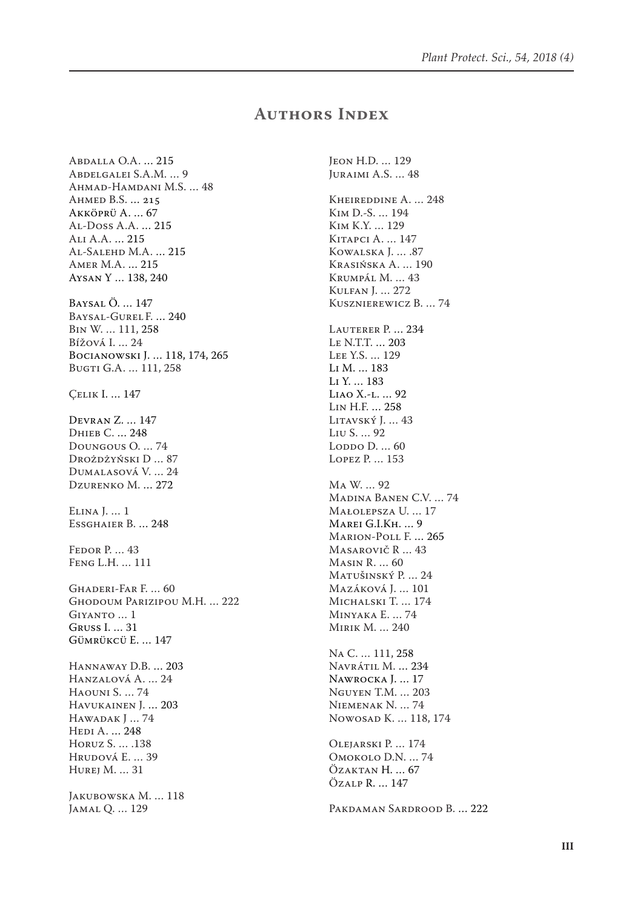# Authors Index

Abdalla O.A. … 215
Abdelgalei S.A.M. … 9
Ahmad-Hamdani M.S. … 48
Ahmed B.S. … 215
Akköprü A. … 67
Al-Doss A.A. … 215
Ali A.A. … 215
Al-Salehd M.A. … 215
Amer M.A. … 215
Aysan Y … 138, 240

Baysal Ö. … 147
Baysal-Gurel F. … 240
Bin W. … 111, 258
Bížová I. … 24
Bocianowski J. … 118, 174, 265
Bugti G.A. … 111, 258

Çelik I. … 147

Devran Z. … 147
Dhieb C. … 248
Doungous O. … 74
Drożdżyński D … 87
Dumalasová V. … 24
Dzurenko M. … 272

Elina J. … 1
Essghaier B. … 248

Fedor P. … 43
Feng L.H. … 111

Ghaderi-Far F. … 60
Ghodoum Parizipou M.H. … 222
Giyanto … 1
Gruss I. … 31
Gümrükcü E. … 147

Hannaway D.B. … 203
Hanzalová A. … 24
Haouni S. … 74
Havukainen J. … 203
Hawadak J … 74
Hedi A. … 248
Horuz S. … .138
Hrudová E. … 39
Hurej M. … 31

Jakubowska M. … 118
Jamal Q. … 129

Jeon H.D. … 129
Juraimi A.S. … 48

Kheireddine A. … 248
Kim D.-S. … 194
Kim K.Y. … 129
Kitapci A. … 147
Kowalska J. … .87
Krasińska A. … 190
Krumpál M. … 43
Kulfan J. … 272
Kusznierewicz B. … 74

Lauterer P. … 234
Le N.T.T. … 203
Lee Y.S. … 129
Li M. … 183
Li Y. … 183
Liao X.-l. … 92
Lin H.F. … 258
Litavský J. … 43
Liu S. … 92
Loddo D. … 60
Lopez P. … 153

Ma W. … 92
Madina Banen C.V. … 74
Małolepsza U. … 17
Marei G.I.Kh. … 9
Marion-Poll F. … 265
Masarovič R … 43
Masin R. … 60
Matušinský P. … 24
Mazáková J. … 101
Michalski T. … 174
Minyaka E. … 74
Mirik M. … 240

Na C. … 111, 258
Navrátil M. … 234
Nawrocka J. … 17
Nguyen T.M. … 203
Niemenak N. … 74
Nowosad K. … 118, 174

Olejarski P. … 174
Omokolo D.N. … 74
Özaktan H. … 67
Özalp R. … 147

Pakdaman Sardrood B. … 222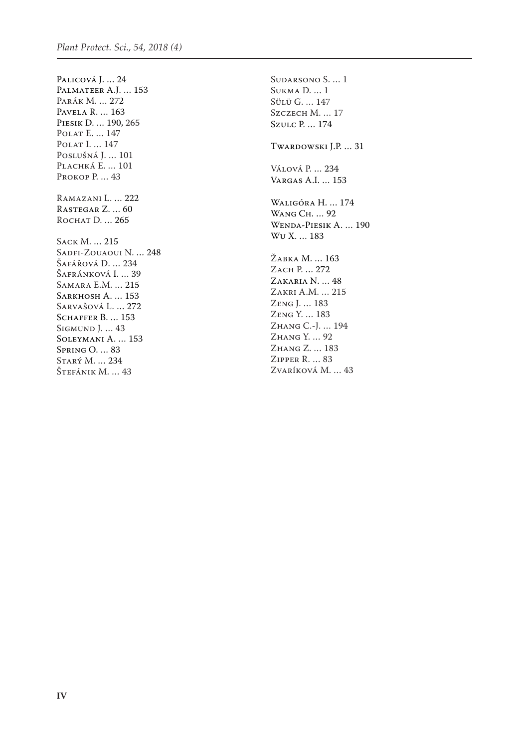Palicová J. ... 24
Palmateer A.J. ... 153
Parák M. ... 272
Pavela R. ... 163
Piesik D. ... 190, 265
Polat E. ... 147
Polat I. ... 147
Poslušná J. ... 101
Plachká E. ... 101
Prokop P. ... 43

Ramazani L. ... 222
Rastegar Z. ... 60
Rochat D. ... 265

Sack M. ... 215
Sadfi-Zouaoui N. ... 248
Šafářová D. ... 234
Šafránková I. ... 39
Samara E.M. ... 215
Sarkhosh A. ... 153
Sarvašová L. ... 272
Schaffer B. ... 153
Sigmund J. ... 43
Soleymani A. ... 153
Spring O. ... 83
Starý M. ... 234
Štefánik M. ... 43

Sudarsono S. ... 1
Sukma D. ... 1
Sülü G. ... 147
Szczech M. ... 17
Szulc P. ... 174

Twardowski J.P. ... 31

Válová P. ... 234
Vargas A.I. ... 153

Waligóra H. ... 174
Wang Ch. ... 92
Wenda-Piesik A. ... 190
Wu X. ... 183

Žabka M. ... 163
Zach P. ... 272
Zakaria N. ... 48
Zakri A.M. ... 215
Zeng J. ... 183
Zeng Y. ... 183
Zhang C.-J. ... 194
Zhang Y. ... 92
Zhang Z. ... 183
Zipper R. ... 83
Zvaríková M. ... 43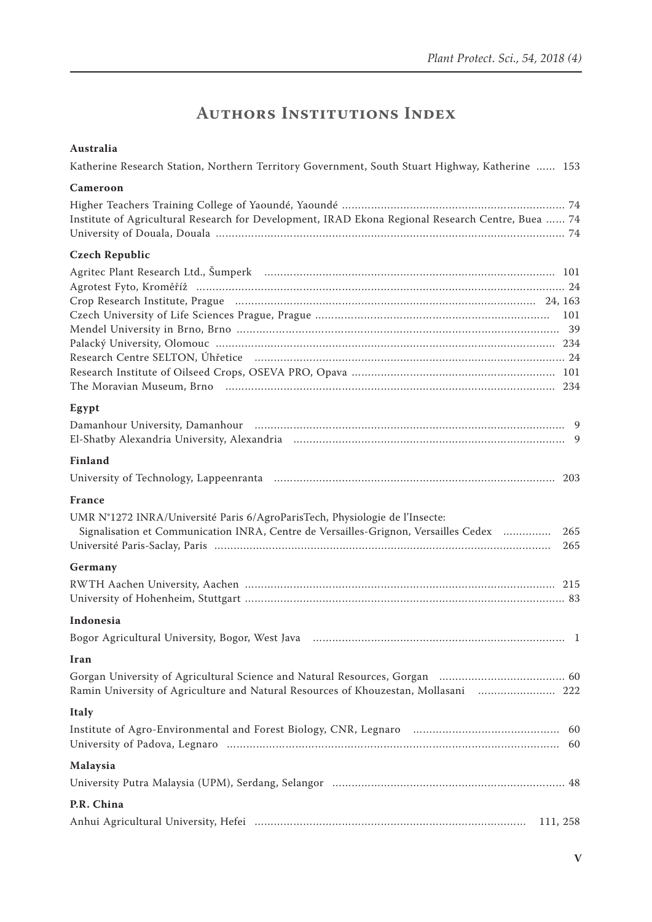# Authors Institutions Index

**Australia**

Katherine Research Station, Northern Territory Government, South Stuart Highway, Katherine ...... 153

**Cameroon**

Higher Teachers Training College of Yaoundé, Yaoundé ........ 74
Institute of Agricultural Research for Development, IRAD Ekona Regional Research Centre, Buea ...... 74
University of Douala, Douala ........ 74

**Czech Republic**

Agritec Plant Research Ltd., Šumperk ........ 101
Agrotest Fyto, Kroměříž ........ 24
Crop Research Institute, Prague ........ 24, 163
Czech University of Life Sciences Prague, Prague ........ 101
Mendel University in Brno, Brno ........ 39
Palacký University, Olomouc ........ 234
Research Centre SELTON, Úhřetice ........ 24
Research Institute of Oilseed Crops, OSEVA PRO, Opava ........ 101
The Moravian Museum, Brno ........ 234

**Egypt**

Damanhour University, Damanhour ........ 9
El-Shatby Alexandria University, Alexandria ........ 9

**Finland**

University of Technology, Lappeenranta ........ 203

**France**

UMR N°1272 INRA/Université Paris 6/AgroParisTech, Physiologie de l'Insecte: Signalisation et Communication INRA, Centre de Versailles-Grignon, Versailles Cedex ........ 265
Université Paris-Saclay, Paris ........ 265

**Germany**

RWTH Aachen University, Aachen ........ 215
University of Hohenheim, Stuttgart ........ 83

**Indonesia**

Bogor Agricultural University, Bogor, West Java ........ 1

**Iran**

Gorgan University of Agricultural Science and Natural Resources, Gorgan ........ 60
Ramin University of Agriculture and Natural Resources of Khouzestan, Mollasani ........ 222

**Italy**

Institute of Agro-Environmental and Forest Biology, CNR, Legnaro ........ 60
University of Padova, Legnaro ........ 60

**Malaysia**

University Putra Malaysia (UPM), Serdang, Selangor ........ 48

**P.R. China**

Anhui Agricultural University, Hefei ........ 111, 258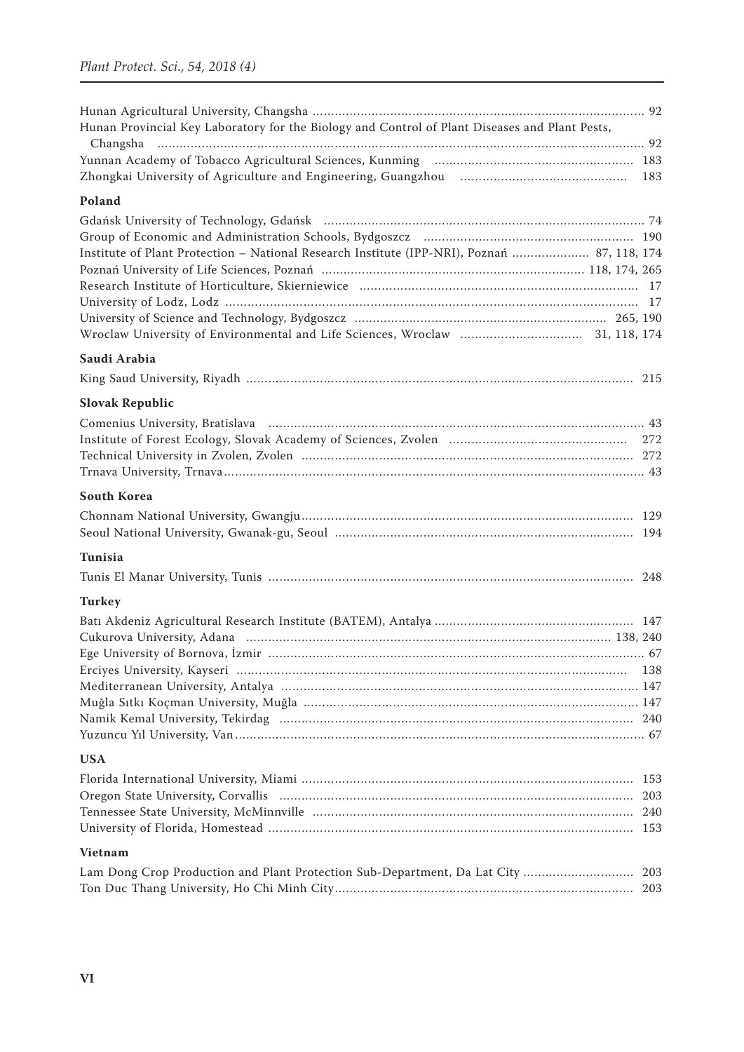Hunan Agricultural University, Changsha ........................................................................................... 92
Hunan Provincial Key Laboratory for the Biology and Control of Plant Diseases and Plant Pests, Changsha ........................................................................................................................................ 92
Yunnan Academy of Tobacco Agricultural Sciences, Kunming ...................................................... 183
Zhongkai University of Agriculture and Engineering, Guangzhou ............................................ 183

### Poland

Gdańsk University of Technology, Gdańsk ........................................................................................ 74
Group of Economic and Administration Schools, Bydgoszcz ......................................................... 190
Institute of Plant Protection – National Research Institute (IPP-NRI), Poznań ..................... 87, 118, 174
Poznań University of Life Sciences, Poznań ....................................................................... 118, 174, 265
Research Institute of Horticulture, Skierniewice ........................................................................... 17
University of Lodz, Lodz .................................................................................................................... 17
University of Science and Technology, Bydgoszcz ..................................................................... 265, 190
Wroclaw University of Environmental and Life Sciences, Wroclaw ................................ 31, 118, 174

### Saudi Arabia

King Saud University, Riyadh ........................................................................................................ 215

### Slovak Republic

Comenius University, Bratislava ...................................................................................................... 43
Institute of Forest Ecology, Slovak Academy of Sciences, Zvolen ................................................ 272
Technical University in Zvolen, Zvolen .......................................................................................... 272
Trnava University, Trnava.................................................................................................................. 43

### South Korea

Chonnam National University, Gwangju.......................................................................................... 129
Seoul National University, Gwanak-gu, Seoul ................................................................................ 194

### Tunisia

Tunis El Manar University, Tunis ................................................................................................... 248

### Turkey

Batı Akdeniz Agricultural Research Institute (BATEM), Antalya ..................................................... 147
Cukurova University, Adana ....................................................................................................... 138, 240
Ege University of Bornova, İzmir ....................................................................................................... 67
Erciyes University, Kayseri ............................................................................................................. 138
Mediterranean University, Antalya ................................................................................................... 147
Muğla Sıtkı Koçman University, Muğla ............................................................................................ 147
Namik Kemal University, Tekirdag ................................................................................................ 240
Yuzuncu Yıl University, Van................................................................................................................ 67

### USA

Florida International University, Miami .......................................................................................... 153
Oregon State University, Corvallis ................................................................................................ 203
Tennessee State University, McMinnville ....................................................................................... 240
University of Florida, Homestead ................................................................................................... 153

### Vietnam

Lam Dong Crop Production and Plant Protection Sub-Department, Da Lat City .............................. 203
Ton Duc Thang University, Ho Chi Minh City................................................................................. 203